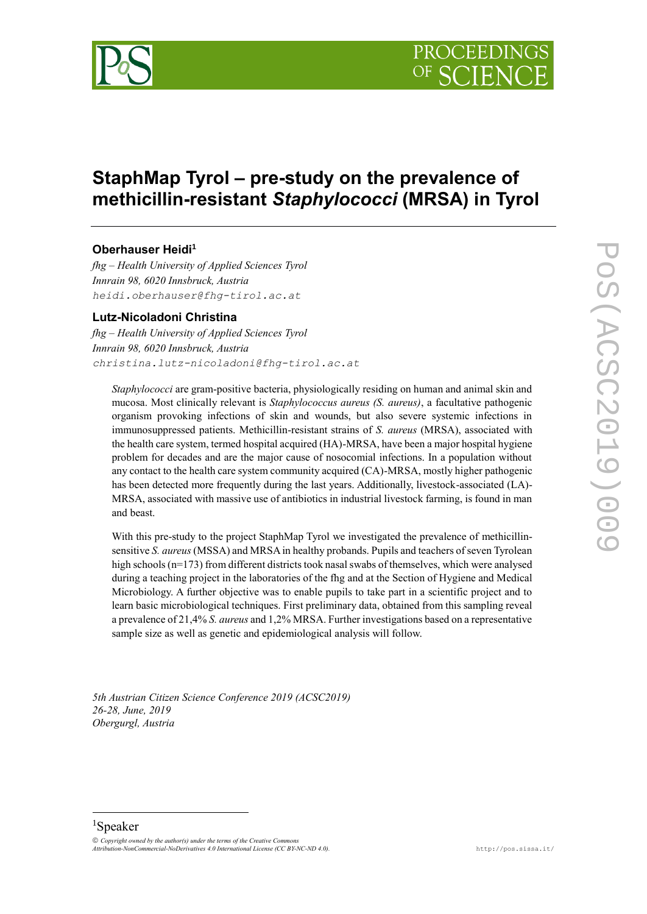# StaphMap Tyrol – pre-study on the prevalence of methicillin-resistant *Staphylococci* (MRSA) in Tyrol

**Oberhauser Heidi**[1]

*fhg – Health University of Applied Sciences Tyrol*
*Innrain 98, 6020 Innsbruck, Austria*
heidi.oberhauser@fhg-tirol.ac.at

**Lutz-Nicoladoni Christina**

*fhg – Health University of Applied Sciences Tyrol*
*Innrain 98, 6020 Innsbruck, Austria*
christina.lutz-nicoladoni@fhg-tirol.ac.at

*Staphylococci* are gram-positive bacteria, physiologically residing on human and animal skin and mucosa. Most clinically relevant is *Staphylococcus aureus (S. aureus)*, a facultative pathogenic organism provoking infections of skin and wounds, but also severe systemic infections in immunosuppressed patients. Methicillin-resistant strains of *S. aureus* (MRSA), associated with the health care system, termed hospital acquired (HA)-MRSA, have been a major hospital hygiene problem for decades and are the major cause of nosocomial infections. In a population without any contact to the health care system community acquired (CA)-MRSA, mostly higher pathogenic has been detected more frequently during the last years. Additionally, livestock-associated (LA)-MRSA, associated with massive use of antibiotics in industrial livestock farming, is found in man and beast.

With this pre-study to the project StaphMap Tyrol we investigated the prevalence of methicillin-sensitive *S. aureus* (MSSA) and MRSA in healthy probands. Pupils and teachers of seven Tyrolean high schools (n=173) from different districts took nasal swabs of themselves, which were analysed during a teaching project in the laboratories of the fhg and at the Section of Hygiene and Medical Microbiology. A further objective was to enable pupils to take part in a scientific project and to learn basic microbiological techniques. First preliminary data, obtained from this sampling reveal a prevalence of 21,4% *S. aureus* and 1,2% MRSA. Further investigations based on a representative sample size as well as genetic and epidemiological analysis will follow.

*5th Austrian Citizen Science Conference 2019 (ACSC2019)*
*26-28, June, 2019*
*Obergurgl, Austria*

[1]Speaker

*© Copyright owned by the author(s) under the terms of the Creative Commons Attribution-NonCommercial-NoDerivatives 4.0 International License (CC BY-NC-ND 4.0).*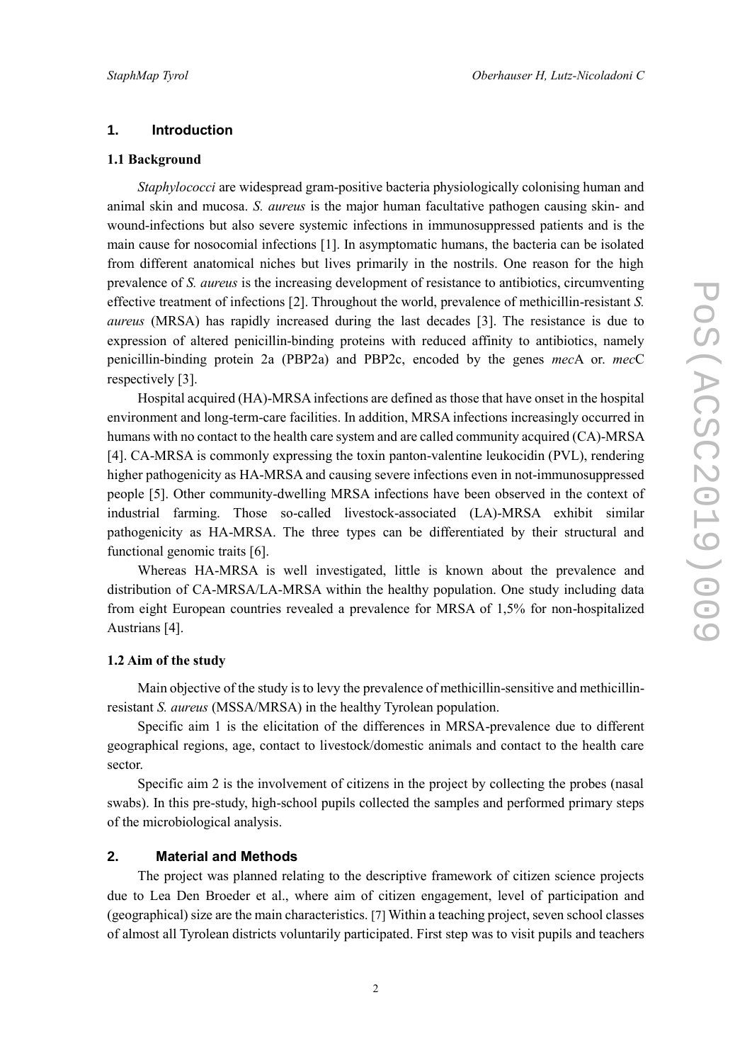## 1. Introduction

### 1.1 Background

*Staphylococci* are widespread gram-positive bacteria physiologically colonising human and animal skin and mucosa. *S. aureus* is the major human facultative pathogen causing skin- and wound-infections but also severe systemic infections in immunosuppressed patients and is the main cause for nosocomial infections [1]. In asymptomatic humans, the bacteria can be isolated from different anatomical niches but lives primarily in the nostrils. One reason for the high prevalence of *S. aureus* is the increasing development of resistance to antibiotics, circumventing effective treatment of infections [2]. Throughout the world, prevalence of methicillin-resistant *S. aureus* (MRSA) has rapidly increased during the last decades [3]. The resistance is due to expression of altered penicillin-binding proteins with reduced affinity to antibiotics, namely penicillin-binding protein 2a (PBP2a) and PBP2c, encoded by the genes *mec*A or. *mec*C respectively [3].

Hospital acquired (HA)-MRSA infections are defined as those that have onset in the hospital environment and long-term-care facilities. In addition, MRSA infections increasingly occurred in humans with no contact to the health care system and are called community acquired (CA)-MRSA [4]. CA-MRSA is commonly expressing the toxin panton-valentine leukocidin (PVL), rendering higher pathogenicity as HA-MRSA and causing severe infections even in not-immunosuppressed people [5]. Other community-dwelling MRSA infections have been observed in the context of industrial farming. Those so-called livestock-associated (LA)-MRSA exhibit similar pathogenicity as HA-MRSA. The three types can be differentiated by their structural and functional genomic traits [6].

Whereas HA-MRSA is well investigated, little is known about the prevalence and distribution of CA-MRSA/LA-MRSA within the healthy population. One study including data from eight European countries revealed a prevalence for MRSA of 1,5% for non-hospitalized Austrians [4].

### 1.2 Aim of the study

Main objective of the study is to levy the prevalence of methicillin-sensitive and methicillin-resistant *S. aureus* (MSSA/MRSA) in the healthy Tyrolean population.

Specific aim 1 is the elicitation of the differences in MRSA-prevalence due to different geographical regions, age, contact to livestock/domestic animals and contact to the health care sector.

Specific aim 2 is the involvement of citizens in the project by collecting the probes (nasal swabs). In this pre-study, high-school pupils collected the samples and performed primary steps of the microbiological analysis.

## 2. Material and Methods

The project was planned relating to the descriptive framework of citizen science projects due to Lea Den Broeder et al., where aim of citizen engagement, level of participation and (geographical) size are the main characteristics. [7] Within a teaching project, seven school classes of almost all Tyrolean districts voluntarily participated. First step was to visit pupils and teachers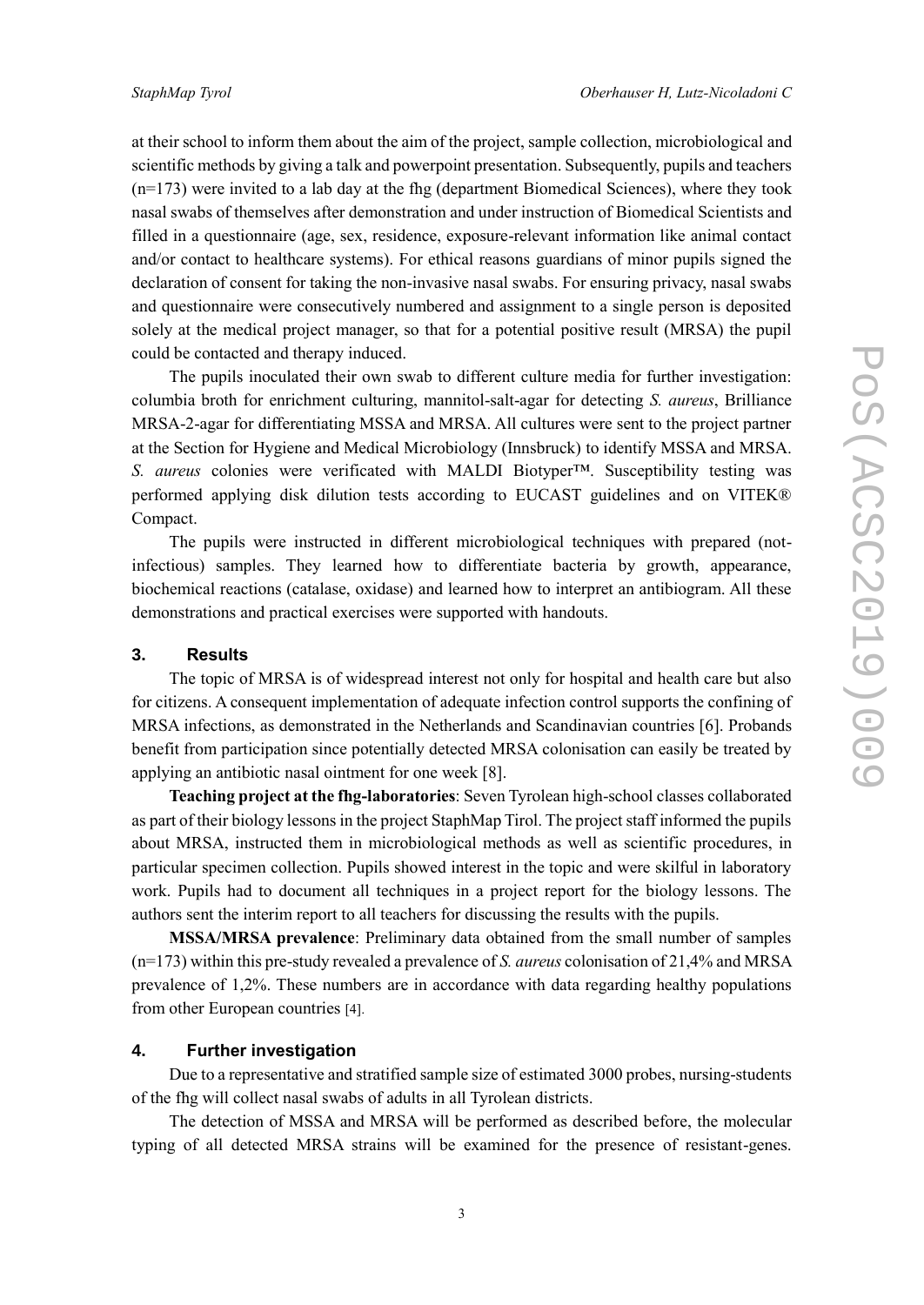at their school to inform them about the aim of the project, sample collection, microbiological and scientific methods by giving a talk and powerpoint presentation. Subsequently, pupils and teachers (n=173) were invited to a lab day at the fhg (department Biomedical Sciences), where they took nasal swabs of themselves after demonstration and under instruction of Biomedical Scientists and filled in a questionnaire (age, sex, residence, exposure-relevant information like animal contact and/or contact to healthcare systems). For ethical reasons guardians of minor pupils signed the declaration of consent for taking the non-invasive nasal swabs. For ensuring privacy, nasal swabs and questionnaire were consecutively numbered and assignment to a single person is deposited solely at the medical project manager, so that for a potential positive result (MRSA) the pupil could be contacted and therapy induced.

The pupils inoculated their own swab to different culture media for further investigation: columbia broth for enrichment culturing, mannitol-salt-agar for detecting *S. aureus*, Brilliance MRSA-2-agar for differentiating MSSA and MRSA. All cultures were sent to the project partner at the Section for Hygiene and Medical Microbiology (Innsbruck) to identify MSSA and MRSA. *S. aureus* colonies were verificated with MALDI Biotyper™. Susceptibility testing was performed applying disk dilution tests according to EUCAST guidelines and on VITEK® Compact.

The pupils were instructed in different microbiological techniques with prepared (not-infectious) samples. They learned how to differentiate bacteria by growth, appearance, biochemical reactions (catalase, oxidase) and learned how to interpret an antibiogram. All these demonstrations and practical exercises were supported with handouts.

## 3. Results

The topic of MRSA is of widespread interest not only for hospital and health care but also for citizens. A consequent implementation of adequate infection control supports the confining of MRSA infections, as demonstrated in the Netherlands and Scandinavian countries [6]. Probands benefit from participation since potentially detected MRSA colonisation can easily be treated by applying an antibiotic nasal ointment for one week [8].

**Teaching project at the fhg-laboratories**: Seven Tyrolean high-school classes collaborated as part of their biology lessons in the project StaphMap Tirol. The project staff informed the pupils about MRSA, instructed them in microbiological methods as well as scientific procedures, in particular specimen collection. Pupils showed interest in the topic and were skilful in laboratory work. Pupils had to document all techniques in a project report for the biology lessons. The authors sent the interim report to all teachers for discussing the results with the pupils.

**MSSA/MRSA prevalence**: Preliminary data obtained from the small number of samples (n=173) within this pre-study revealed a prevalence of *S. aureus* colonisation of 21,4% and MRSA prevalence of 1,2%. These numbers are in accordance with data regarding healthy populations from other European countries [4].

## 4. Further investigation

Due to a representative and stratified sample size of estimated 3000 probes, nursing-students of the fhg will collect nasal swabs of adults in all Tyrolean districts.

The detection of MSSA and MRSA will be performed as described before, the molecular typing of all detected MRSA strains will be examined for the presence of resistant-genes.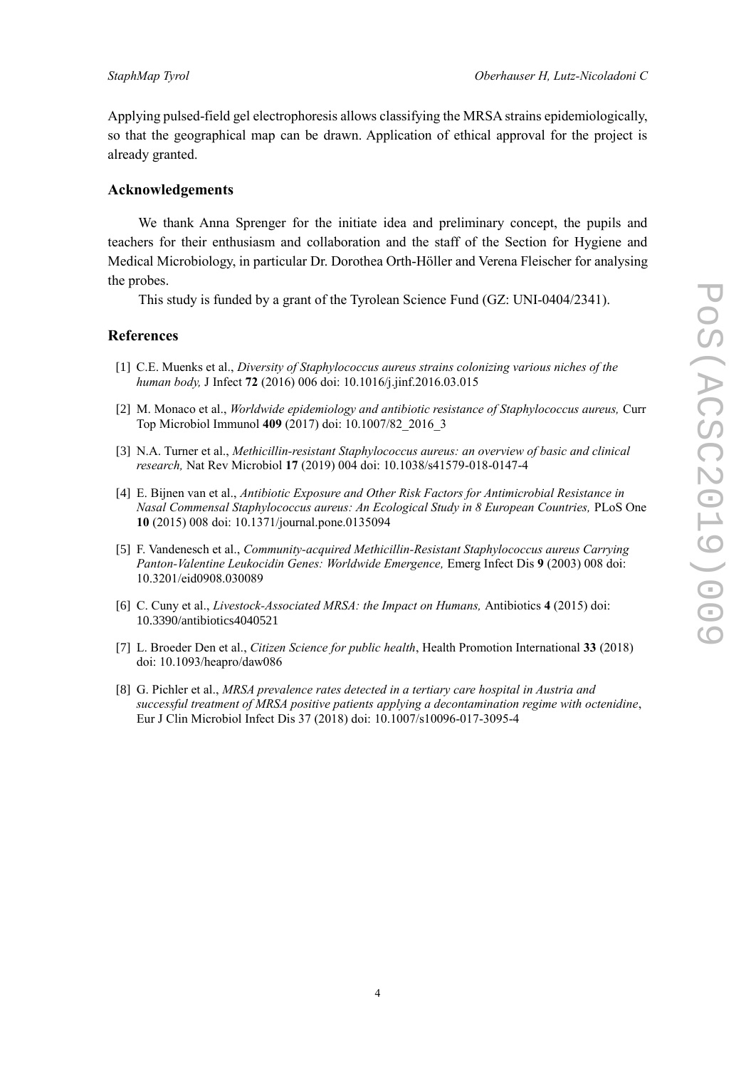Applying pulsed-field gel electrophoresis allows classifying the MRSA strains epidemiologically, so that the geographical map can be drawn. Application of ethical approval for the project is already granted.

## Acknowledgements

We thank Anna Sprenger for the initiate idea and preliminary concept, the pupils and teachers for their enthusiasm and collaboration and the staff of the Section for Hygiene and Medical Microbiology, in particular Dr. Dorothea Orth-Höller and Verena Fleischer for analysing the probes.

This study is funded by a grant of the Tyrolean Science Fund (GZ: UNI-0404/2341).

## References

[1] C.E. Muenks et al., *Diversity of Staphylococcus aureus strains colonizing various niches of the human body,* J Infect **72** (2016) 006 doi: 10.1016/j.jinf.2016.03.015

[2] M. Monaco et al., *Worldwide epidemiology and antibiotic resistance of Staphylococcus aureus,* Curr Top Microbiol Immunol **409** (2017) doi: 10.1007/82_2016_3

[3] N.A. Turner et al., *Methicillin-resistant Staphylococcus aureus: an overview of basic and clinical research,* Nat Rev Microbiol **17** (2019) 004 doi: 10.1038/s41579-018-0147-4

[4] E. Bijnen van et al., *Antibiotic Exposure and Other Risk Factors for Antimicrobial Resistance in Nasal Commensal Staphylococcus aureus: An Ecological Study in 8 European Countries,* PLoS One **10** (2015) 008 doi: 10.1371/journal.pone.0135094

[5] F. Vandenesch et al., *Community-acquired Methicillin-Resistant Staphylococcus aureus Carrying Panton-Valentine Leukocidin Genes: Worldwide Emergence,* Emerg Infect Dis **9** (2003) 008 doi: 10.3201/eid0908.030089

[6] C. Cuny et al., *Livestock-Associated MRSA: the Impact on Humans,* Antibiotics **4** (2015) doi: 10.3390/antibiotics4040521

[7] L. Broeder Den et al., *Citizen Science for public health*, Health Promotion International **33** (2018) doi: 10.1093/heapro/daw086

[8] G. Pichler et al., *MRSA prevalence rates detected in a tertiary care hospital in Austria and successful treatment of MRSA positive patients applying a decontamination regime with octenidine*, Eur J Clin Microbiol Infect Dis 37 (2018) doi: 10.1007/s10096-017-3095-4